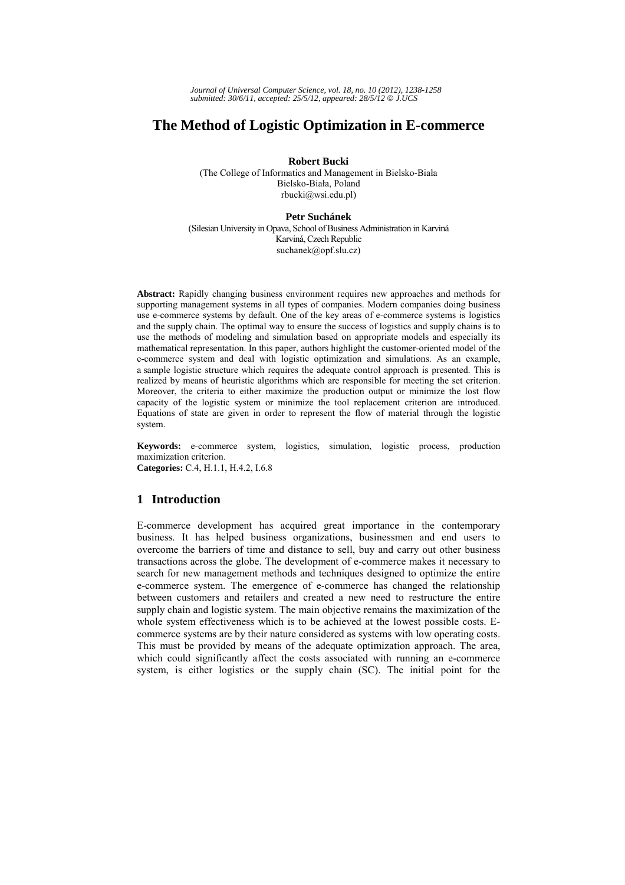# The Method of Logistic Optimization in E-commerce

**Robert Bucki**
(The College of Informatics and Management in Bielsko-Biała
Bielsko-Biała, Poland
rbucki@wsi.edu.pl)

**Petr Suchánek**
(Silesian University in Opava, School of Business Administration in Karviná
Karviná, Czech Republic
suchanek@opf.slu.cz)

**Abstract:** Rapidly changing business environment requires new approaches and methods for supporting management systems in all types of companies. Modern companies doing business use e-commerce systems by default. One of the key areas of e-commerce systems is logistics and the supply chain. The optimal way to ensure the success of logistics and supply chains is to use the methods of modeling and simulation based on appropriate models and especially its mathematical representation. In this paper, authors highlight the customer-oriented model of the e-commerce system and deal with logistic optimization and simulations. As an example, a sample logistic structure which requires the adequate control approach is presented. This is realized by means of heuristic algorithms which are responsible for meeting the set criterion. Moreover, the criteria to either maximize the production output or minimize the lost flow capacity of the logistic system or minimize the tool replacement criterion are introduced. Equations of state are given in order to represent the flow of material through the logistic system.

**Keywords:** e-commerce system, logistics, simulation, logistic process, production maximization criterion.
**Categories:** C.4, H.1.1, H.4.2, I.6.8

## 1 Introduction

E-commerce development has acquired great importance in the contemporary business. It has helped business organizations, businessmen and end users to overcome the barriers of time and distance to sell, buy and carry out other business transactions across the globe. The development of e-commerce makes it necessary to search for new management methods and techniques designed to optimize the entire e-commerce system. The emergence of e-commerce has changed the relationship between customers and retailers and created a new need to restructure the entire supply chain and logistic system. The main objective remains the maximization of the whole system effectiveness which is to be achieved at the lowest possible costs. E-commerce systems are by their nature considered as systems with low operating costs. This must be provided by means of the adequate optimization approach. The area, which could significantly affect the costs associated with running an e-commerce system, is either logistics or the supply chain (SC). The initial point for the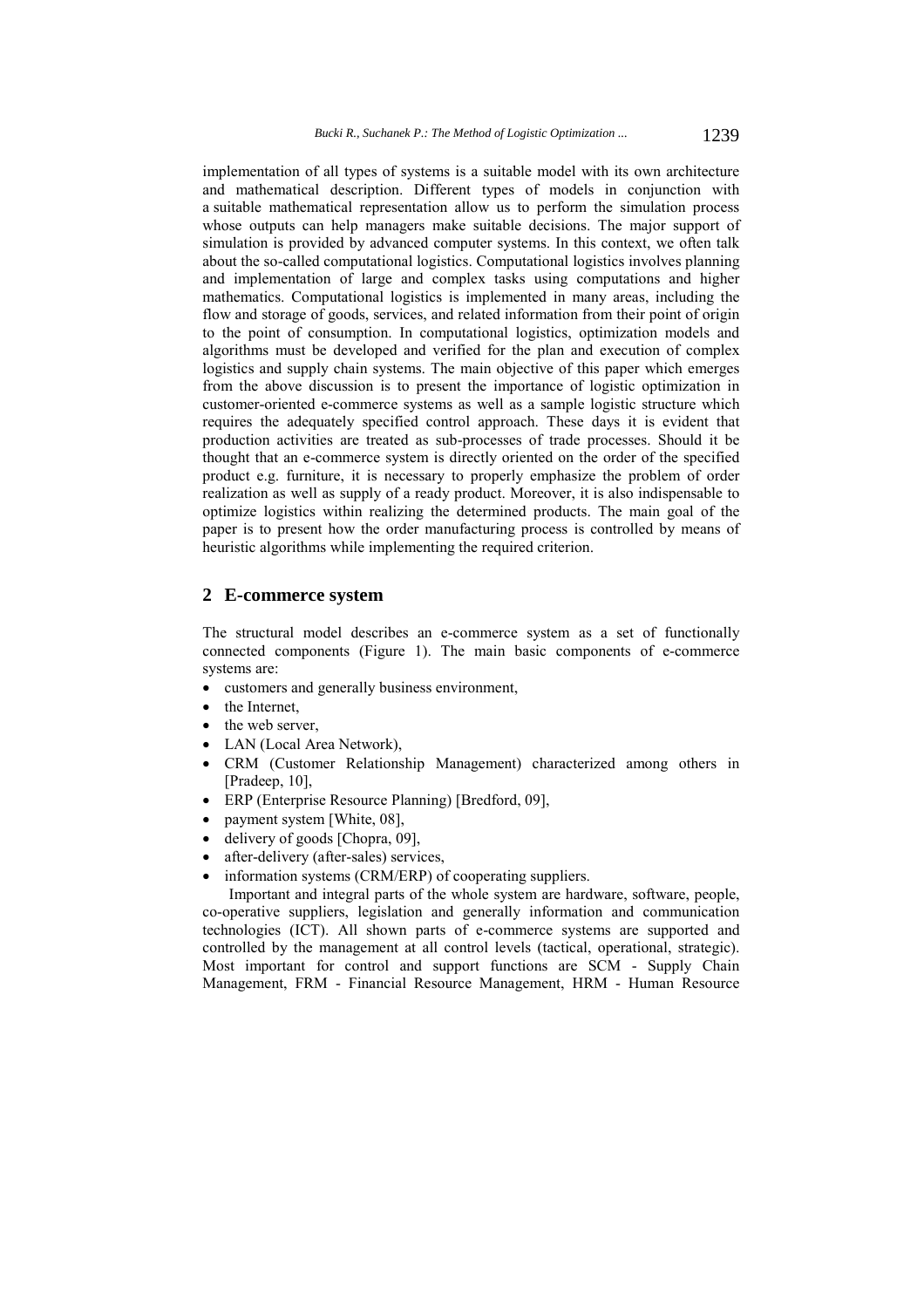implementation of all types of systems is a suitable model with its own architecture and mathematical description. Different types of models in conjunction with a suitable mathematical representation allow us to perform the simulation process whose outputs can help managers make suitable decisions. The major support of simulation is provided by advanced computer systems. In this context, we often talk about the so-called computational logistics. Computational logistics involves planning and implementation of large and complex tasks using computations and higher mathematics. Computational logistics is implemented in many areas, including the flow and storage of goods, services, and related information from their point of origin to the point of consumption. In computational logistics, optimization models and algorithms must be developed and verified for the plan and execution of complex logistics and supply chain systems. The main objective of this paper which emerges from the above discussion is to present the importance of logistic optimization in customer-oriented e-commerce systems as well as a sample logistic structure which requires the adequately specified control approach. These days it is evident that production activities are treated as sub-processes of trade processes. Should it be thought that an e-commerce system is directly oriented on the order of the specified product e.g. furniture, it is necessary to properly emphasize the problem of order realization as well as supply of a ready product. Moreover, it is also indispensable to optimize logistics within realizing the determined products. The main goal of the paper is to present how the order manufacturing process is controlled by means of heuristic algorithms while implementing the required criterion.

## 2 E-commerce system

The structural model describes an e-commerce system as a set of functionally connected components (Figure 1). The main basic components of e-commerce systems are:

- customers and generally business environment,
- the Internet,
- the web server,
- LAN (Local Area Network),
- CRM (Customer Relationship Management) characterized among others in [Pradeep, 10],
- ERP (Enterprise Resource Planning) [Bredford, 09],
- payment system [White, 08],
- delivery of goods [Chopra, 09],
- after-delivery (after-sales) services,
- information systems (CRM/ERP) of cooperating suppliers.

Important and integral parts of the whole system are hardware, software, people, co-operative suppliers, legislation and generally information and communication technologies (ICT). All shown parts of e-commerce systems are supported and controlled by the management at all control levels (tactical, operational, strategic). Most important for control and support functions are SCM - Supply Chain Management, FRM - Financial Resource Management, HRM - Human Resource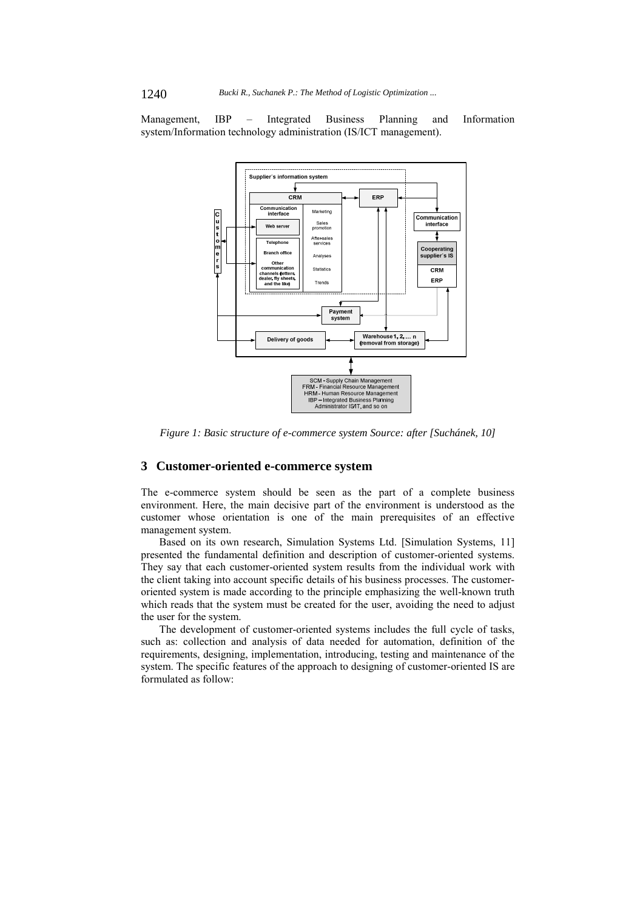Management, IBP – Integrated Business Planning and Information system/Information technology administration (IS/ICT management).

Figure 1: Basic structure of e-commerce system Source: after [Suchánek, 10]

## 3 Customer-oriented e-commerce system

The e-commerce system should be seen as the part of a complete business environment. Here, the main decisive part of the environment is understood as the customer whose orientation is one of the main prerequisites of an effective management system.

Based on its own research, Simulation Systems Ltd. [Simulation Systems, 11] presented the fundamental definition and description of customer-oriented systems. They say that each customer-oriented system results from the individual work with the client taking into account specific details of his business processes. The customer-oriented system is made according to the principle emphasizing the well-known truth which reads that the system must be created for the user, avoiding the need to adjust the user for the system.

The development of customer-oriented systems includes the full cycle of tasks, such as: collection and analysis of data needed for automation, definition of the requirements, designing, implementation, introducing, testing and maintenance of the system. The specific features of the approach to designing of customer-oriented IS are formulated as follow: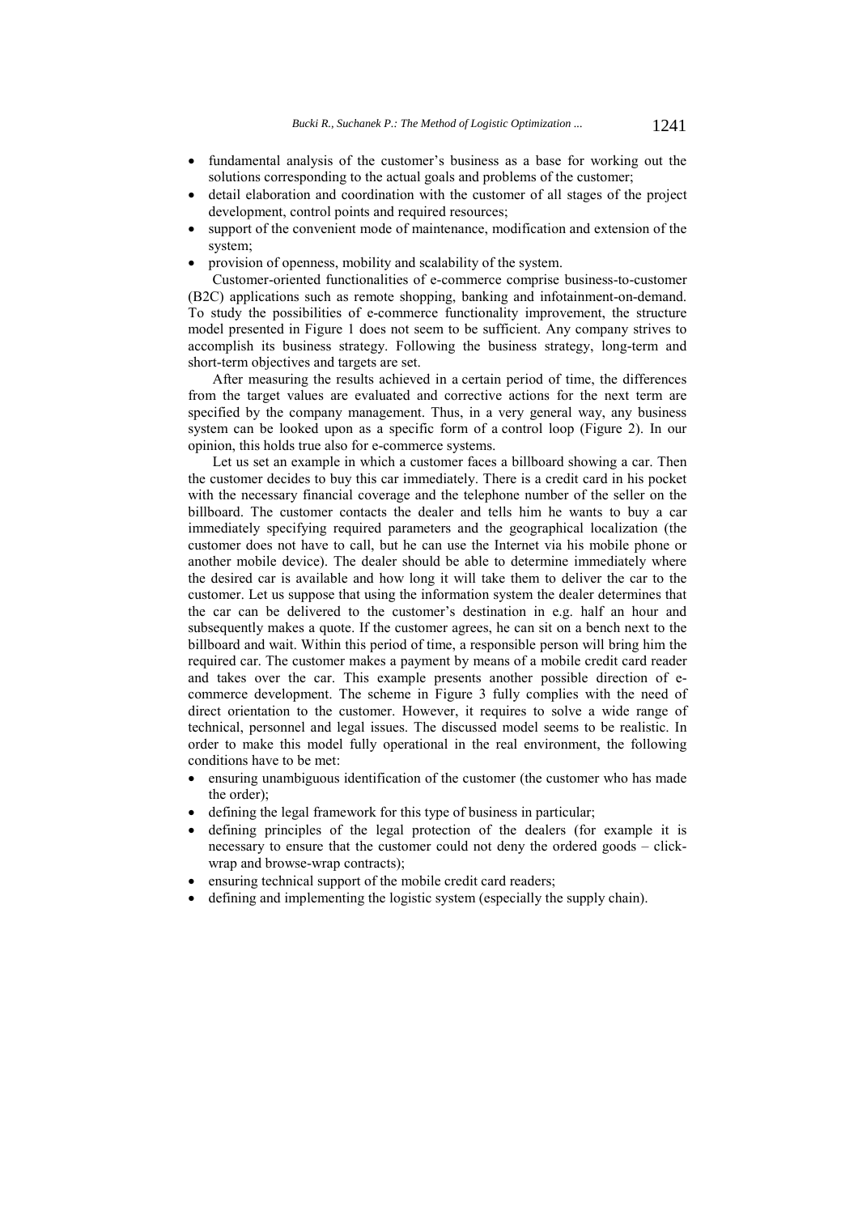- fundamental analysis of the customer's business as a base for working out the solutions corresponding to the actual goals and problems of the customer;
- detail elaboration and coordination with the customer of all stages of the project development, control points and required resources;
- support of the convenient mode of maintenance, modification and extension of the system;
- provision of openness, mobility and scalability of the system.

Customer-oriented functionalities of e-commerce comprise business-to-customer (B2C) applications such as remote shopping, banking and infotainment-on-demand. To study the possibilities of e-commerce functionality improvement, the structure model presented in Figure 1 does not seem to be sufficient. Any company strives to accomplish its business strategy. Following the business strategy, long-term and short-term objectives and targets are set.

After measuring the results achieved in a certain period of time, the differences from the target values are evaluated and corrective actions for the next term are specified by the company management. Thus, in a very general way, any business system can be looked upon as a specific form of a control loop (Figure 2). In our opinion, this holds true also for e-commerce systems.

Let us set an example in which a customer faces a billboard showing a car. Then the customer decides to buy this car immediately. There is a credit card in his pocket with the necessary financial coverage and the telephone number of the seller on the billboard. The customer contacts the dealer and tells him he wants to buy a car immediately specifying required parameters and the geographical localization (the customer does not have to call, but he can use the Internet via his mobile phone or another mobile device). The dealer should be able to determine immediately where the desired car is available and how long it will take them to deliver the car to the customer. Let us suppose that using the information system the dealer determines that the car can be delivered to the customer's destination in e.g. half an hour and subsequently makes a quote. If the customer agrees, he can sit on a bench next to the billboard and wait. Within this period of time, a responsible person will bring him the required car. The customer makes a payment by means of a mobile credit card reader and takes over the car. This example presents another possible direction of e-commerce development. The scheme in Figure 3 fully complies with the need of direct orientation to the customer. However, it requires to solve a wide range of technical, personnel and legal issues. The discussed model seems to be realistic. In order to make this model fully operational in the real environment, the following conditions have to be met:

- ensuring unambiguous identification of the customer (the customer who has made the order);
- defining the legal framework for this type of business in particular;
- defining principles of the legal protection of the dealers (for example it is necessary to ensure that the customer could not deny the ordered goods – click-wrap and browse-wrap contracts);
- ensuring technical support of the mobile credit card readers;
- defining and implementing the logistic system (especially the supply chain).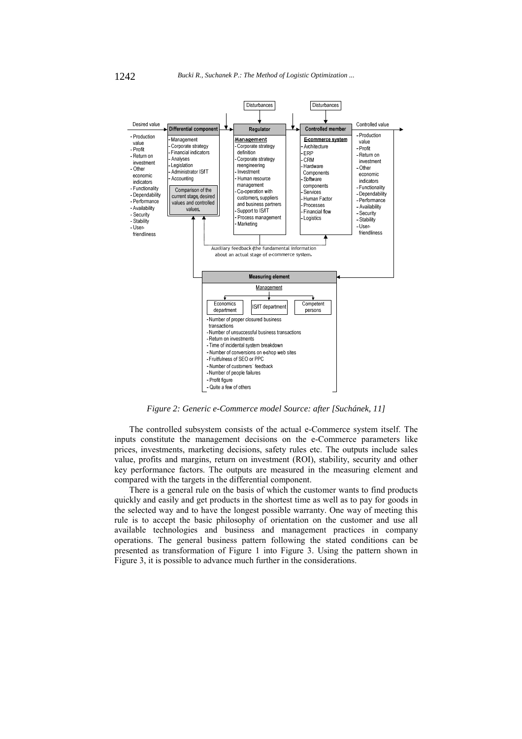Figure 2: Generic e-Commerce model Source: after [Suchánek, 11]

The controlled subsystem consists of the actual e-Commerce system itself. The inputs constitute the management decisions on the e-Commerce parameters like prices, investments, marketing decisions, safety rules etc. The outputs include sales value, profits and margins, return on investment (ROI), stability, security and other key performance factors. The outputs are measured in the measuring element and compared with the targets in the differential component.

There is a general rule on the basis of which the customer wants to find products quickly and easily and get products in the shortest time as well as to pay for goods in the selected way and to have the longest possible warranty. One way of meeting this rule is to accept the basic philosophy of orientation on the customer and use all available technologies and business and management practices in company operations. The general business pattern following the stated conditions can be presented as transformation of Figure 1 into Figure 3. Using the pattern shown in Figure 3, it is possible to advance much further in the considerations.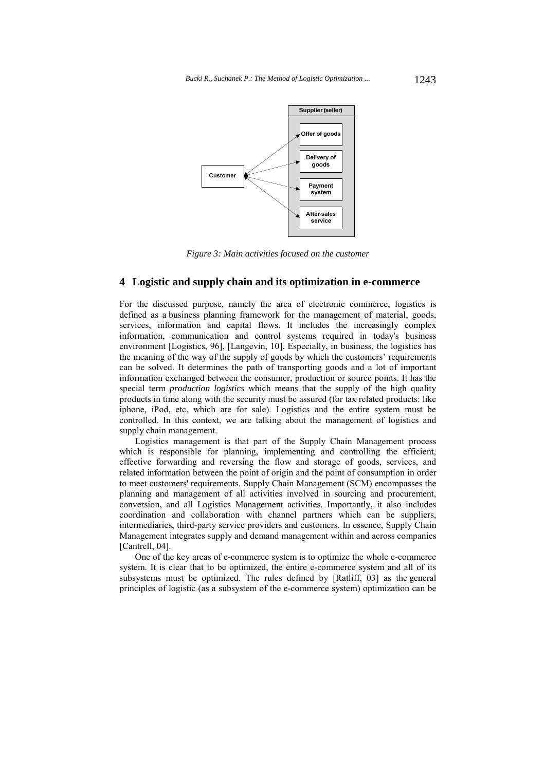Figure 3: Main activities focused on the customer

## 4 Logistic and supply chain and its optimization in e-commerce

For the discussed purpose, namely the area of electronic commerce, logistics is defined as a business planning framework for the management of material, goods, services, information and capital flows. It includes the increasingly complex information, communication and control systems required in today's business environment [Logistics, 96], [Langevin, 10]. Especially, in business, the logistics has the meaning of the way of the supply of goods by which the customers' requirements can be solved. It determines the path of transporting goods and a lot of important information exchanged between the consumer, production or source points. It has the special term *production logistics* which means that the supply of the high quality products in time along with the security must be assured (for tax related products: like iphone, iPod, etc. which are for sale). Logistics and the entire system must be controlled. In this context, we are talking about the management of logistics and supply chain management.

Logistics management is that part of the Supply Chain Management process which is responsible for planning, implementing and controlling the efficient, effective forwarding and reversing the flow and storage of goods, services, and related information between the point of origin and the point of consumption in order to meet customers' requirements. Supply Chain Management (SCM) encompasses the planning and management of all activities involved in sourcing and procurement, conversion, and all Logistics Management activities. Importantly, it also includes coordination and collaboration with channel partners which can be suppliers, intermediaries, third-party service providers and customers. In essence, Supply Chain Management integrates supply and demand management within and across companies [Cantrell, 04].

One of the key areas of e-commerce system is to optimize the whole e-commerce system. It is clear that to be optimized, the entire e-commerce system and all of its subsystems must be optimized. The rules defined by [Ratliff, 03] as the general principles of logistic (as a subsystem of the e-commerce system) optimization can be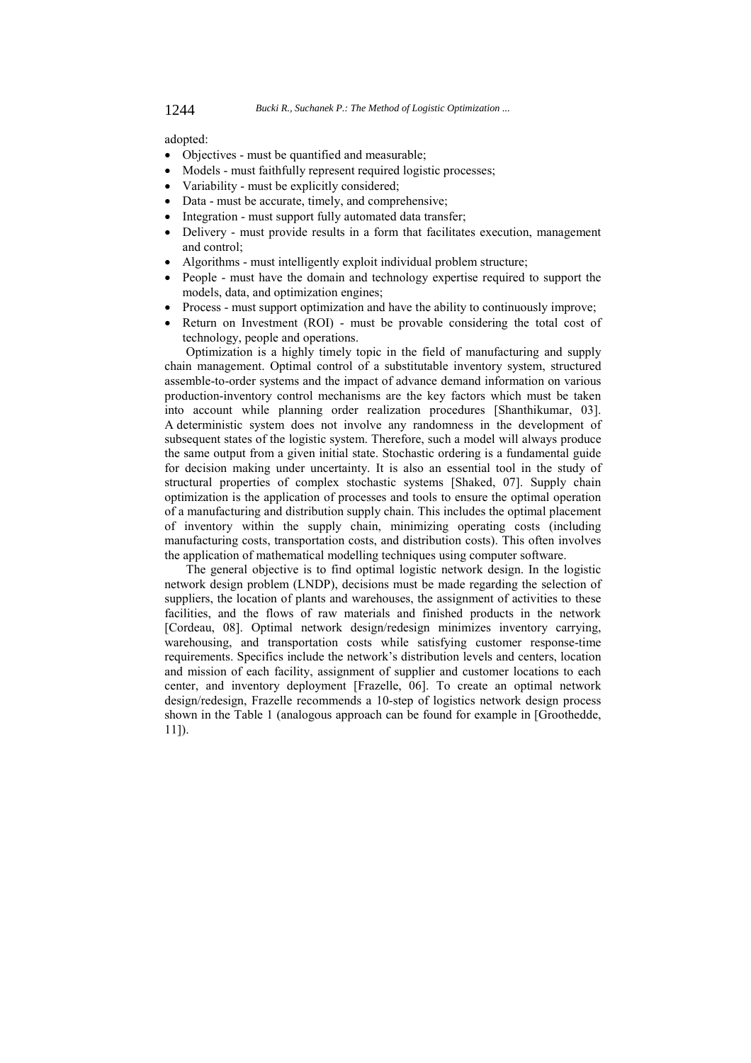adopted:

- Objectives - must be quantified and measurable;
- Models - must faithfully represent required logistic processes;
- Variability - must be explicitly considered;
- Data - must be accurate, timely, and comprehensive;
- Integration - must support fully automated data transfer;
- Delivery - must provide results in a form that facilitates execution, management and control;
- Algorithms - must intelligently exploit individual problem structure;
- People - must have the domain and technology expertise required to support the models, data, and optimization engines;
- Process - must support optimization and have the ability to continuously improve;
- Return on Investment (ROI) - must be provable considering the total cost of technology, people and operations.

Optimization is a highly timely topic in the field of manufacturing and supply chain management. Optimal control of a substitutable inventory system, structured assemble-to-order systems and the impact of advance demand information on various production-inventory control mechanisms are the key factors which must be taken into account while planning order realization procedures [Shanthikumar, 03]. A deterministic system does not involve any randomness in the development of subsequent states of the logistic system. Therefore, such a model will always produce the same output from a given initial state. Stochastic ordering is a fundamental guide for decision making under uncertainty. It is also an essential tool in the study of structural properties of complex stochastic systems [Shaked, 07]. Supply chain optimization is the application of processes and tools to ensure the optimal operation of a manufacturing and distribution supply chain. This includes the optimal placement of inventory within the supply chain, minimizing operating costs (including manufacturing costs, transportation costs, and distribution costs). This often involves the application of mathematical modelling techniques using computer software.

The general objective is to find optimal logistic network design. In the logistic network design problem (LNDP), decisions must be made regarding the selection of suppliers, the location of plants and warehouses, the assignment of activities to these facilities, and the flows of raw materials and finished products in the network [Cordeau, 08]. Optimal network design/redesign minimizes inventory carrying, warehousing, and transportation costs while satisfying customer response-time requirements. Specifics include the network's distribution levels and centers, location and mission of each facility, assignment of supplier and customer locations to each center, and inventory deployment [Frazelle, 06]. To create an optimal network design/redesign, Frazelle recommends a 10-step of logistics network design process shown in the Table 1 (analogous approach can be found for example in [Groothedde, 11]).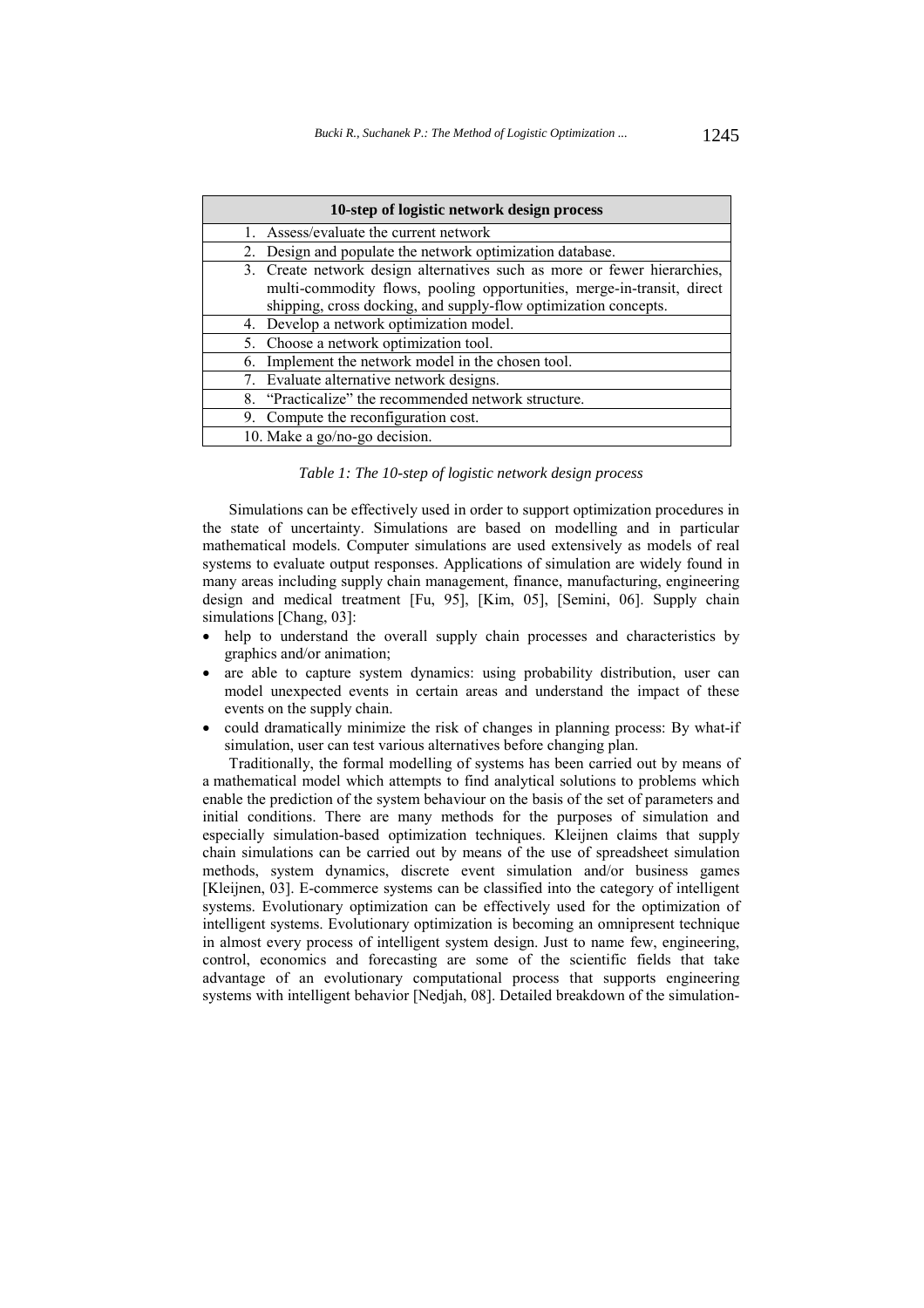| 10-step of logistic network design process |
|---|
| 1. Assess/evaluate the current network |
| 2. Design and populate the network optimization database. |
| 3. Create network design alternatives such as more or fewer hierarchies, multi-commodity flows, pooling opportunities, merge-in-transit, direct shipping, cross docking, and supply-flow optimization concepts. |
| 4. Develop a network optimization model. |
| 5. Choose a network optimization tool. |
| 6. Implement the network model in the chosen tool. |
| 7. Evaluate alternative network designs. |
| 8. "Practicalize" the recommended network structure. |
| 9. Compute the reconfiguration cost. |
| 10. Make a go/no-go decision. |

*Table 1: The 10-step of logistic network design process*

Simulations can be effectively used in order to support optimization procedures in the state of uncertainty. Simulations are based on modelling and in particular mathematical models. Computer simulations are used extensively as models of real systems to evaluate output responses. Applications of simulation are widely found in many areas including supply chain management, finance, manufacturing, engineering design and medical treatment [Fu, 95], [Kim, 05], [Semini, 06]. Supply chain simulations [Chang, 03]:

- help to understand the overall supply chain processes and characteristics by graphics and/or animation;
- are able to capture system dynamics: using probability distribution, user can model unexpected events in certain areas and understand the impact of these events on the supply chain.
- could dramatically minimize the risk of changes in planning process: By what-if simulation, user can test various alternatives before changing plan.

Traditionally, the formal modelling of systems has been carried out by means of a mathematical model which attempts to find analytical solutions to problems which enable the prediction of the system behaviour on the basis of the set of parameters and initial conditions. There are many methods for the purposes of simulation and especially simulation-based optimization techniques. Kleijnen claims that supply chain simulations can be carried out by means of the use of spreadsheet simulation methods, system dynamics, discrete event simulation and/or business games [Kleijnen, 03]. E-commerce systems can be classified into the category of intelligent systems. Evolutionary optimization can be effectively used for the optimization of intelligent systems. Evolutionary optimization is becoming an omnipresent technique in almost every process of intelligent system design. Just to name few, engineering, control, economics and forecasting are some of the scientific fields that take advantage of an evolutionary computational process that supports engineering systems with intelligent behavior [Nedjah, 08]. Detailed breakdown of the simulation-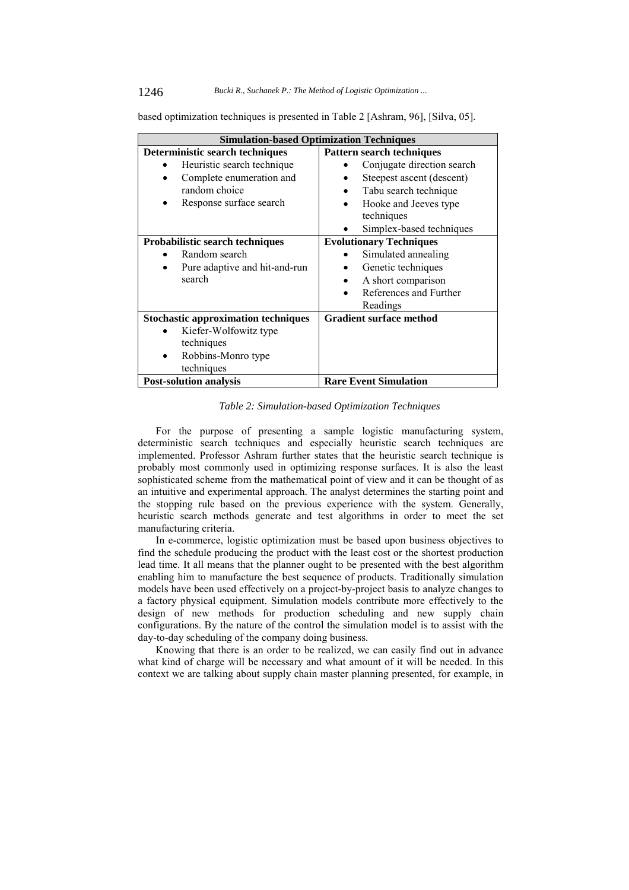based optimization techniques is presented in Table 2 [Ashram, 96], [Silva, 05].

| Simulation-based Optimization Techniques | |
|---|---|
| **Deterministic search techniques**<br>• Heuristic search technique<br>• Complete enumeration and random choice<br>• Response surface search | **Pattern search techniques**<br>• Conjugate direction search<br>• Steepest ascent (descent)<br>• Tabu search technique<br>• Hooke and Jeeves type techniques<br>• Simplex-based techniques |
| **Probabilistic search techniques**<br>• Random search<br>• Pure adaptive and hit-and-run search | **Evolutionary Techniques**<br>• Simulated annealing<br>• Genetic techniques<br>• A short comparison<br>• References and Further Readings |
| **Stochastic approximation techniques**<br>• Kiefer-Wolfowitz type techniques<br>• Robbins-Monro type techniques | **Gradient surface method** |
| **Post-solution analysis** | **Rare Event Simulation** |

*Table 2: Simulation-based Optimization Techniques*

For the purpose of presenting a sample logistic manufacturing system, deterministic search techniques and especially heuristic search techniques are implemented. Professor Ashram further states that the heuristic search technique is probably most commonly used in optimizing response surfaces. It is also the least sophisticated scheme from the mathematical point of view and it can be thought of as an intuitive and experimental approach. The analyst determines the starting point and the stopping rule based on the previous experience with the system. Generally, heuristic search methods generate and test algorithms in order to meet the set manufacturing criteria.

In e-commerce, logistic optimization must be based upon business objectives to find the schedule producing the product with the least cost or the shortest production lead time. It all means that the planner ought to be presented with the best algorithm enabling him to manufacture the best sequence of products. Traditionally simulation models have been used effectively on a project-by-project basis to analyze changes to a factory physical equipment. Simulation models contribute more effectively to the design of new methods for production scheduling and new supply chain configurations. By the nature of the control the simulation model is to assist with the day-to-day scheduling of the company doing business.

Knowing that there is an order to be realized, we can easily find out in advance what kind of charge will be necessary and what amount of it will be needed. In this context we are talking about supply chain master planning presented, for example, in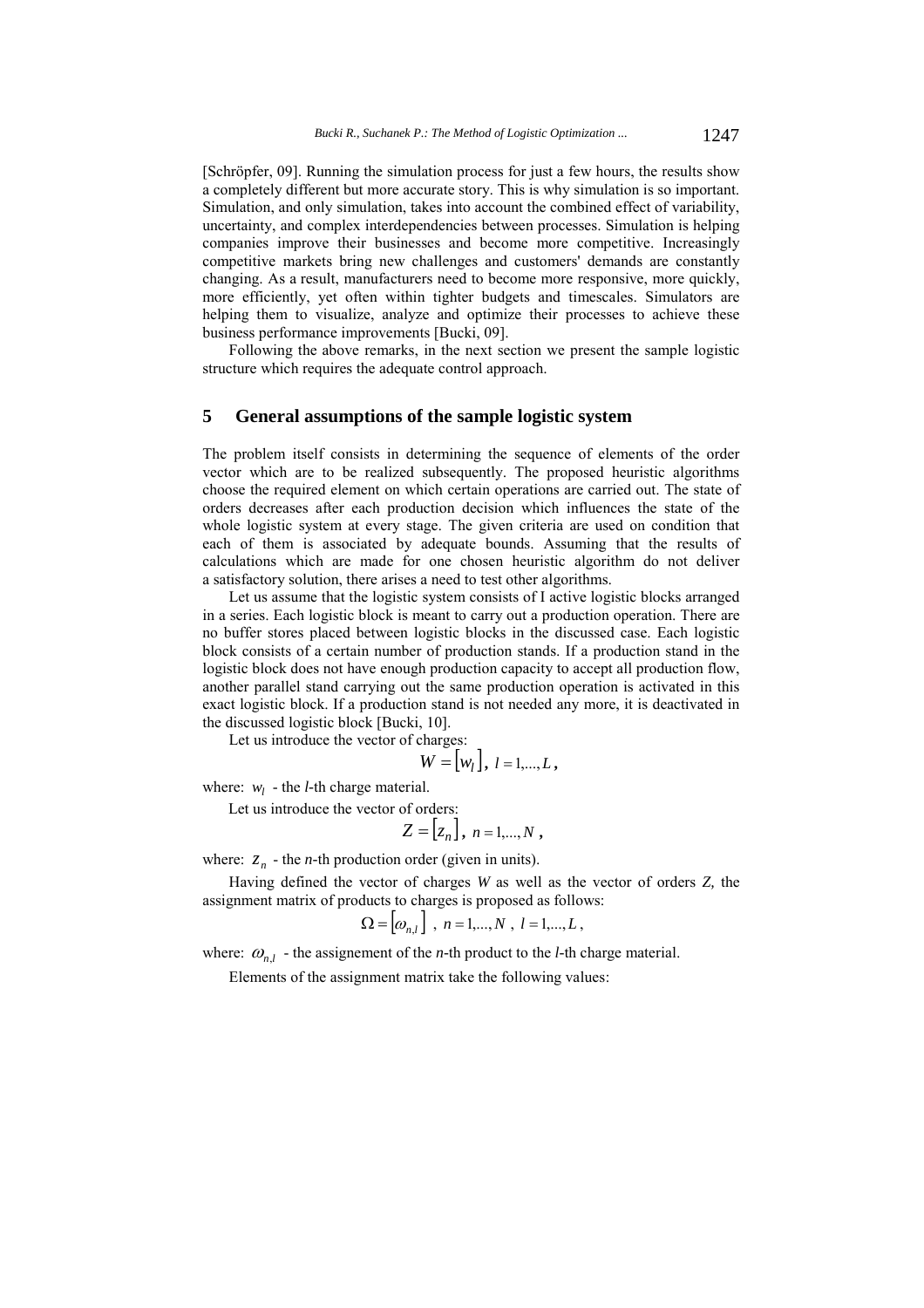[Schröpfer, 09]. Running the simulation process for just a few hours, the results show a completely different but more accurate story. This is why simulation is so important. Simulation, and only simulation, takes into account the combined effect of variability, uncertainty, and complex interdependencies between processes. Simulation is helping companies improve their businesses and become more competitive. Increasingly competitive markets bring new challenges and customers' demands are constantly changing. As a result, manufacturers need to become more responsive, more quickly, more efficiently, yet often within tighter budgets and timescales. Simulators are helping them to visualize, analyze and optimize their processes to achieve these business performance improvements [Bucki, 09].

Following the above remarks, in the next section we present the sample logistic structure which requires the adequate control approach.

## 5 General assumptions of the sample logistic system

The problem itself consists in determining the sequence of elements of the order vector which are to be realized subsequently. The proposed heuristic algorithms choose the required element on which certain operations are carried out. The state of orders decreases after each production decision which influences the state of the whole logistic system at every stage. The given criteria are used on condition that each of them is associated by adequate bounds. Assuming that the results of calculations which are made for one chosen heuristic algorithm do not deliver a satisfactory solution, there arises a need to test other algorithms.

Let us assume that the logistic system consists of I active logistic blocks arranged in a series. Each logistic block is meant to carry out a production operation. There are no buffer stores placed between logistic blocks in the discussed case. Each logistic block consists of a certain number of production stands. If a production stand in the logistic block does not have enough production capacity to accept all production flow, another parallel stand carrying out the same production operation is activated in this exact logistic block. If a production stand is not needed any more, it is deactivated in the discussed logistic block [Bucki, 10].

Let us introduce the vector of charges:

$$W = [w_l],\ l = 1,...,L,$$

where: $w_l$ - the $l$-th charge material.

Let us introduce the vector of orders:

$$Z = [z_n],\ n = 1,...,N,$$

where: $z_n$ - the $n$-th production order (given in units).

Having defined the vector of charges $W$ as well as the vector of orders $Z$, the assignment matrix of products to charges is proposed as follows:

$$\Omega = [\omega_{n,l}]\ ,\ n = 1,...,N\ ,\ l = 1,...,L,$$

where: $\omega_{n,l}$ - the assignement of the $n$-th product to the $l$-th charge material.

Elements of the assignment matrix take the following values: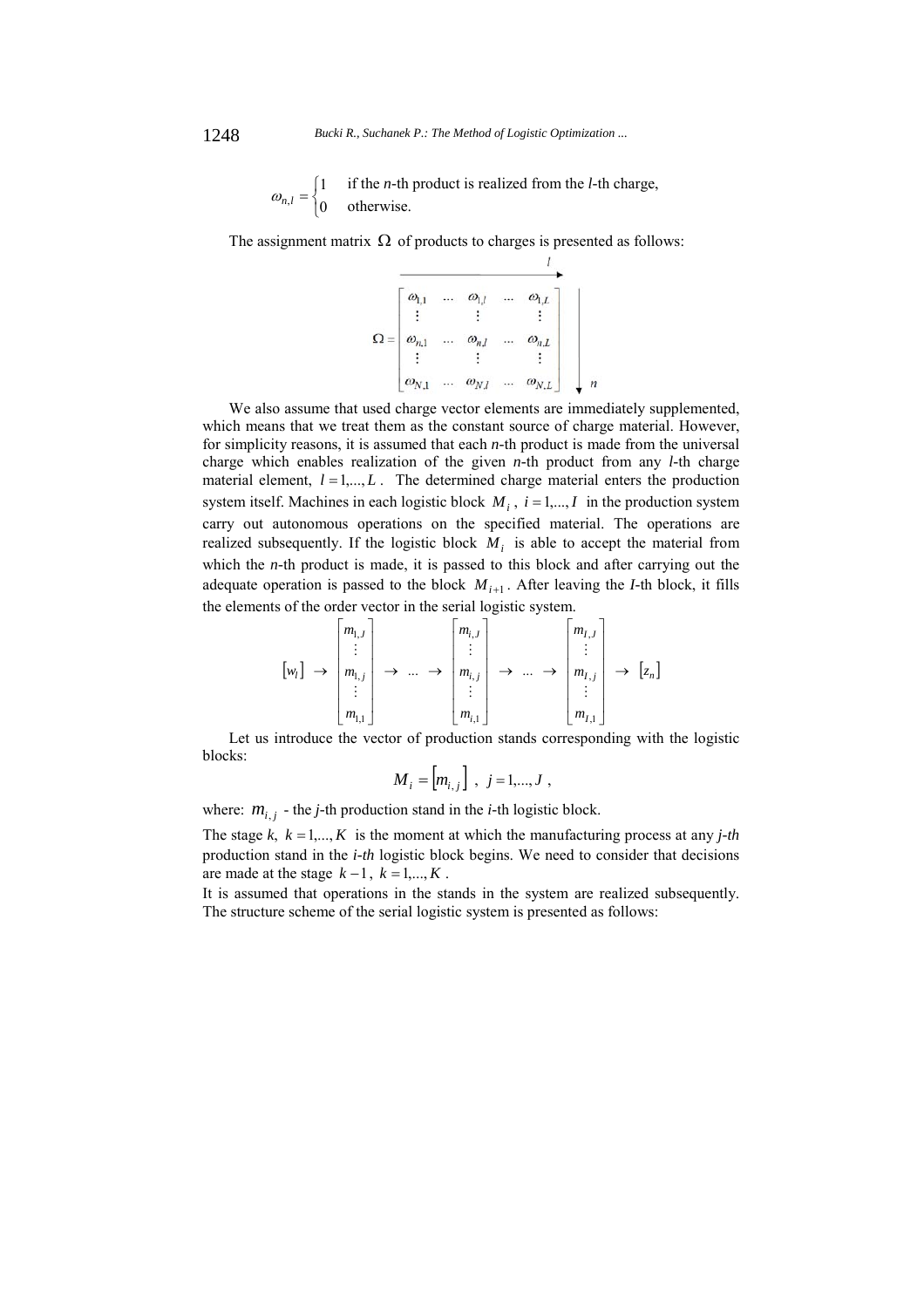$$\omega_{n,l} = \begin{cases} 1 & \text{if the } n\text{-th product is realized from the } l\text{-th charge,} \\ 0 & \text{otherwise.} \end{cases}$$

The assignment matrix $\Omega$ of products to charges is presented as follows:

$$\Omega = \begin{bmatrix} \omega_{1,1} & \dots & \omega_{1,l} & \dots & \omega_{1,L} \\ \vdots & & \vdots & & \vdots \\ \omega_{n,1} & \dots & \omega_{n,l} & \dots & \omega_{n,L} \\ \vdots & & \vdots & & \vdots \\ \omega_{N,1} & \dots & \omega_{N,l} & \dots & \omega_{N,L} \end{bmatrix}$$

(with $l$ indexing columns from left to right and $n$ indexing rows from top to bottom)

We also assume that used charge vector elements are immediately supplemented, which means that we treat them as the constant source of charge material. However, for simplicity reasons, it is assumed that each *n*-th product is made from the universal charge which enables realization of the given *n*-th product from any *l*-th charge material element, $l = 1,...,L$. The determined charge material enters the production system itself. Machines in each logistic block $M_i$, $i = 1,...,I$ in the production system carry out autonomous operations on the specified material. The operations are realized subsequently. If the logistic block $M_i$ is able to accept the material from which the *n*-th product is made, it is passed to this block and after carrying out the adequate operation is passed to the block $M_{i+1}$. After leaving the *I*-th block, it fills the elements of the order vector in the serial logistic system.

$$[w_l] \rightarrow \begin{bmatrix} m_{1,J} \\ \vdots \\ m_{1,j} \\ \vdots \\ m_{1,1} \end{bmatrix} \rightarrow \dots \rightarrow \begin{bmatrix} m_{i,J} \\ \vdots \\ m_{i,j} \\ \vdots \\ m_{i,1} \end{bmatrix} \rightarrow \dots \rightarrow \begin{bmatrix} m_{I,J} \\ \vdots \\ m_{I,j} \\ \vdots \\ m_{I,1} \end{bmatrix} \rightarrow [z_n]$$

Let us introduce the vector of production stands corresponding with the logistic blocks:

$$M_i = \left[m_{i,j}\right], \quad j = 1,...,J,$$

where: $m_{i,j}$ - the *j*-th production stand in the *i*-th logistic block.

The stage *k*, $k = 1,...,K$ is the moment at which the manufacturing process at any *j-th* production stand in the *i-th* logistic block begins. We need to consider that decisions are made at the stage $k-1$, $k = 1,...,K$.

It is assumed that operations in the stands in the system are realized subsequently. The structure scheme of the serial logistic system is presented as follows: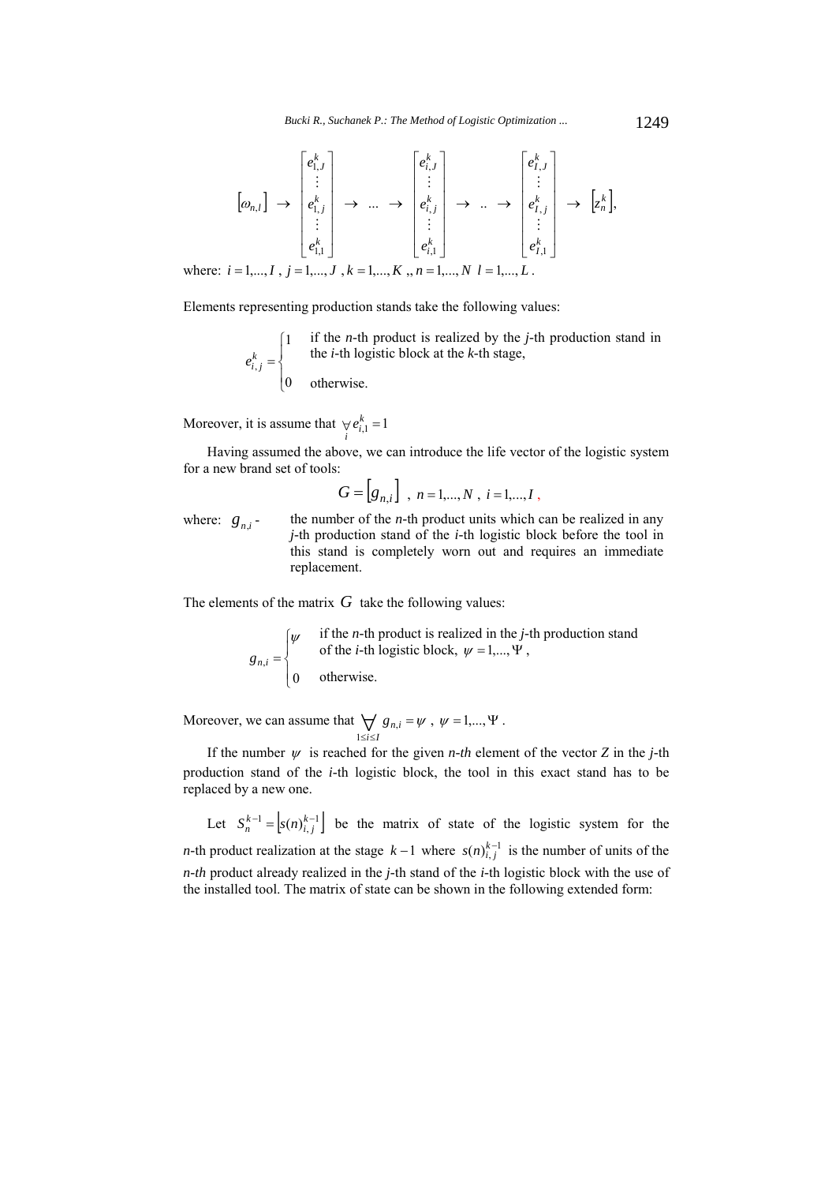$$
\left[\omega_{n,l}\right] \rightarrow \begin{bmatrix} e^k_{1,J} \\ \vdots \\ e^k_{1,j} \\ \vdots \\ e^k_{1,1} \end{bmatrix} \rightarrow \ldots \rightarrow \begin{bmatrix} e^k_{i,J} \\ \vdots \\ e^k_{i,j} \\ \vdots \\ e^k_{i,1} \end{bmatrix} \rightarrow \,.. \rightarrow \begin{bmatrix} e^k_{I,J} \\ \vdots \\ e^k_{I,j} \\ \vdots \\ e^k_{I,1} \end{bmatrix} \rightarrow \left[z^k_n\right],
$$

where: $i = 1,...,I$ , $j = 1,...,J$ , $k = 1,...,K$ ,, $n = 1,...,N$ $l = 1,...,L$ .

Elements representing production stands take the following values:

$$
e^k_{i,j} = \begin{cases} 1 & \text{if the } n\text{-th product is realized by the } j\text{-th production stand in the } i\text{-th logistic block at the } k\text{-th stage,} \\ 0 & \text{otherwise.} \end{cases}
$$

Moreover, it is assume that $\underset{i}{\forall} e^k_{i,1} = 1$

Having assumed the above, we can introduce the life vector of the logistic system for a new brand set of tools:

$$
G = \left[g_{n,i}\right] \ , \ n = 1,...,N \ , \ i = 1,...,I \ ,
$$

where: $g_{n,i}$ - the number of the *n*-th product units which can be realized in any *j*-th production stand of the *i*-th logistic block before the tool in this stand is completely worn out and requires an immediate replacement.

The elements of the matrix $G$ take the following values:

$$
g_{n,i} = \begin{cases} \psi & \text{if the } n\text{-th product is realized in the } j\text{-th production stand of the } i\text{-th logistic block, } \psi = 1,...,\Psi \text{ ,} \\ 0 & \text{otherwise.} \end{cases}
$$

Moreover, we can assume that $\underset{1 \le i \le I}{\forall} g_{n,i} = \psi$ , $\psi = 1,...,\Psi$ .

If the number $\psi$ is reached for the given *n-th* element of the vector *Z* in the *j*-th production stand of the *i*-th logistic block, the tool in this exact stand has to be replaced by a new one.

Let $S^{k-1}_n = \left[s(n)^{k-1}_{i,j}\right]$ be the matrix of state of the logistic system for the *n*-th product realization at the stage $k-1$ where $s(n)^{k-1}_{i,j}$ is the number of units of the *n-th* product already realized in the *j*-th stand of the *i*-th logistic block with the use of the installed tool. The matrix of state can be shown in the following extended form: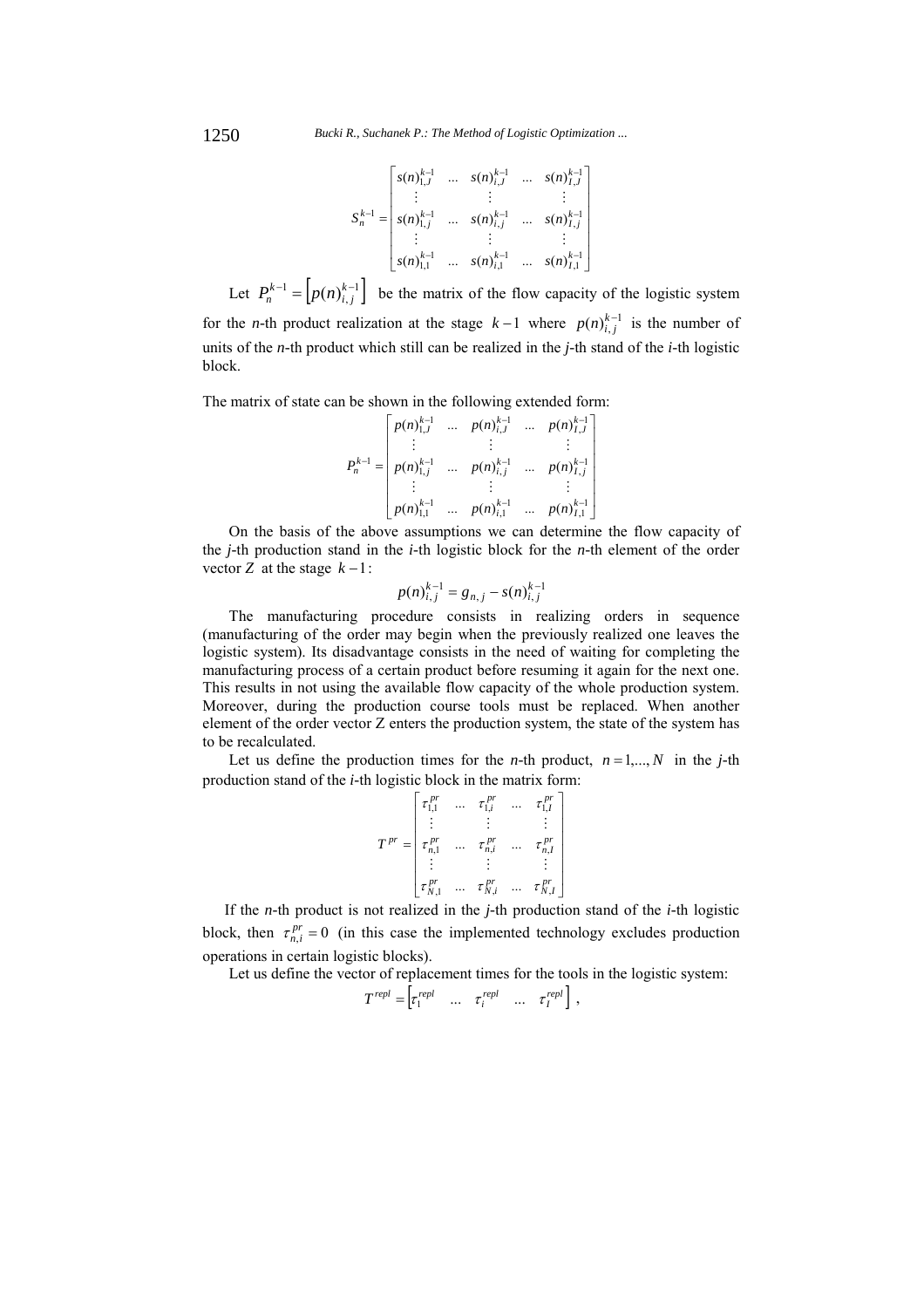$$S_n^{k-1} = \begin{bmatrix} s(n)_{1,J}^{k-1} & \dots & s(n)_{i,J}^{k-1} & \dots & s(n)_{I,J}^{k-1} \\ \vdots & & \vdots & & \vdots \\ s(n)_{1,j}^{k-1} & \dots & s(n)_{i,j}^{k-1} & \dots & s(n)_{I,j}^{k-1} \\ \vdots & & \vdots & & \vdots \\ s(n)_{1,1}^{k-1} & \dots & s(n)_{i,1}^{k-1} & \dots & s(n)_{I,1}^{k-1} \end{bmatrix}$$

Let $P_n^{k-1} = \left[ p(n)_{i,j}^{k-1} \right]$ be the matrix of the flow capacity of the logistic system for the *n*-th product realization at the stage $k-1$ where $p(n)_{i,j}^{k-1}$ is the number of units of the *n*-th product which still can be realized in the *j*-th stand of the *i*-th logistic block.

The matrix of state can be shown in the following extended form:

$$P_n^{k-1} = \begin{bmatrix} p(n)_{1,J}^{k-1} & \dots & p(n)_{i,J}^{k-1} & \dots & p(n)_{I,J}^{k-1} \\ \vdots & & \vdots & & \vdots \\ p(n)_{1,j}^{k-1} & \dots & p(n)_{i,j}^{k-1} & \dots & p(n)_{I,j}^{k-1} \\ \vdots & & \vdots & & \vdots \\ p(n)_{1,1}^{k-1} & \dots & p(n)_{i,1}^{k-1} & \dots & p(n)_{I,1}^{k-1} \end{bmatrix}$$

On the basis of the above assumptions we can determine the flow capacity of the *j*-th production stand in the *i*-th logistic block for the *n*-th element of the order vector $Z$ at the stage $k-1$:

$$p(n)_{i,j}^{k-1} = g_{n,j} - s(n)_{i,j}^{k-1}$$

The manufacturing procedure consists in realizing orders in sequence (manufacturing of the order may begin when the previously realized one leaves the logistic system). Its disadvantage consists in the need of waiting for completing the manufacturing process of a certain product before resuming it again for the next one. This results in not using the available flow capacity of the whole production system. Moreover, during the production course tools must be replaced. When another element of the order vector Z enters the production system, the state of the system has to be recalculated.

Let us define the production times for the *n*-th product, $n = 1,...,N$ in the *j*-th production stand of the *i*-th logistic block in the matrix form:

$$T^{pr} = \begin{bmatrix} \tau_{1,1}^{pr} & \dots & \tau_{1,i}^{pr} & \dots & \tau_{1,I}^{pr} \\ \vdots & & \vdots & & \vdots \\ \tau_{n,1}^{pr} & \dots & \tau_{n,i}^{pr} & \dots & \tau_{n,I}^{pr} \\ \vdots & & \vdots & & \vdots \\ \tau_{N,1}^{pr} & \dots & \tau_{N,i}^{pr} & \dots & \tau_{N,I}^{pr} \end{bmatrix}$$

If the *n*-th product is not realized in the *j*-th production stand of the *i*-th logistic block, then $\tau_{n,i}^{pr} = 0$ (in this case the implemented technology excludes production operations in certain logistic blocks).

Let us define the vector of replacement times for the tools in the logistic system:

$$T^{repl} = \left[ \tau_1^{repl} \quad \dots \quad \tau_i^{repl} \quad \dots \quad \tau_I^{repl} \right],$$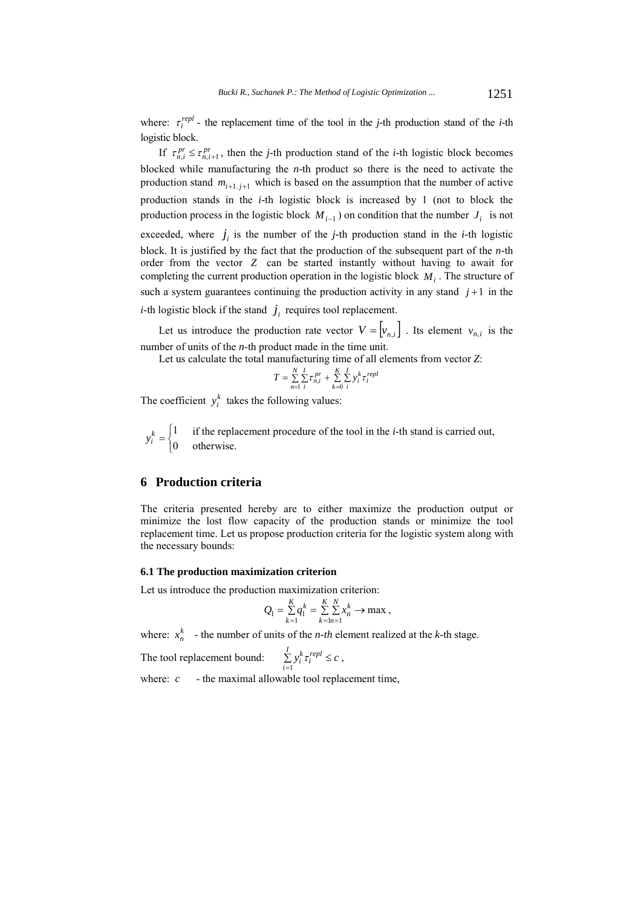where: $\tau_i^{repl}$ - the replacement time of the tool in the *j*-th production stand of the *i*-th logistic block.

If $\tau_{n,i}^{pr} \le \tau_{n,i+1}^{pr}$, then the *j*-th production stand of the *i*-th logistic block becomes blocked while manufacturing the *n*-th product so there is the need to activate the production stand $m_{i+1,\,j+1}$ which is based on the assumption that the number of active production stands in the *i*-th logistic block is increased by 1 (not to block the production process in the logistic block $M_{i-1}$) on condition that the number $J_i$ is not exceeded, where $j_i$ is the number of the *j*-th production stand in the *i*-th logistic block. It is justified by the fact that the production of the subsequent part of the *n*-th order from the vector $Z$ can be started instantly without having to await for completing the current production operation in the logistic block $M_i$. The structure of such a system guarantees continuing the production activity in any stand $j+1$ in the *i*-th logistic block if the stand $j_i$ requires tool replacement.

Let us introduce the production rate vector $V = [v_{n,i}]$. Its element $v_{n,i}$ is the number of units of the *n*-th product made in the time unit.

Let us calculate the total manufacturing time of all elements from vector *Z*:

$$T = \sum_{n=1}^{N} \sum_{i}^{I} \tau_{n,i}^{pr} + \sum_{k=0}^{K} \sum_{i}^{I} y_i^k \tau_i^{repl}$$

The coefficient $y_i^k$ takes the following values:

$$y_i^k = \begin{cases} 1 & \text{if the replacement procedure of the tool in the } i\text{-th stand is carried out,} \\ 0 & \text{otherwise.} \end{cases}$$

## 6 Production criteria

The criteria presented hereby are to either maximize the production output or minimize the lost flow capacity of the production stands or minimize the tool replacement time. Let us propose production criteria for the logistic system along with the necessary bounds:

### 6.1 The production maximization criterion

Let us introduce the production maximization criterion:

$$Q_1 = \sum_{k=1}^{K} q_1^k = \sum_{k=1}^{K} \sum_{n=1}^{N} x_n^k \to \max,$$

where: $x_n^k$ - the number of units of the *n-th* element realized at the *k*-th stage.

The tool replacement bound: $\sum_{i=1}^{I} y_i^k \tau_i^{repl} \le c$,

where: $c$ - the maximal allowable tool replacement time,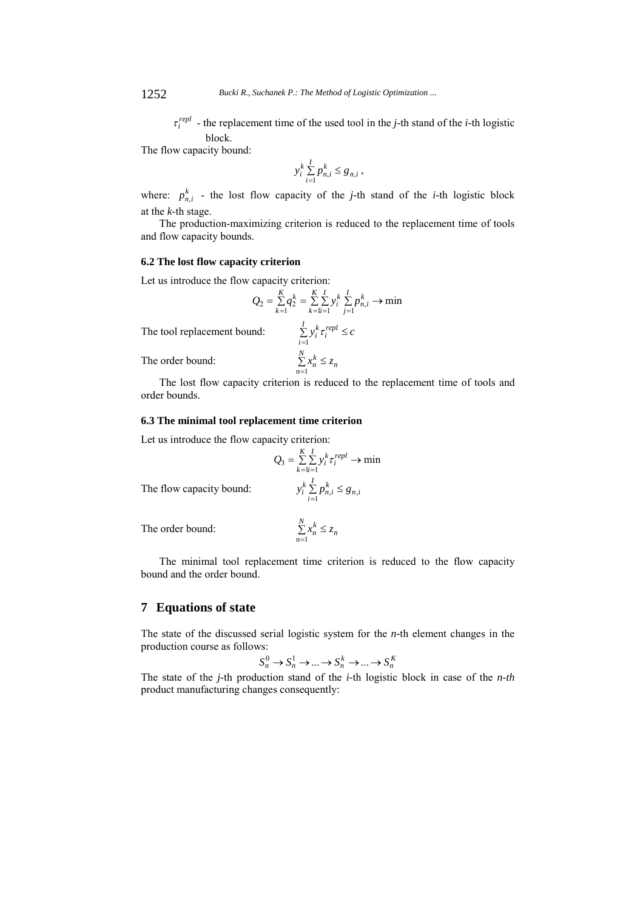$\tau_i^{repl}$ - the replacement time of the used tool in the *j*-th stand of the *i*-th logistic block.

The flow capacity bound:

$$y_i^k \sum_{i=1}^{I} p_{n,i}^k \leq g_{n,i} \, ,$$

where: $p_{n,i}^k$ - the lost flow capacity of the *j*-th stand of the *i*-th logistic block at the *k*-th stage.

The production-maximizing criterion is reduced to the replacement time of tools and flow capacity bounds.

### 6.2 The lost flow capacity criterion

Let us introduce the flow capacity criterion:

$$Q_2 = \sum_{k=1}^{K} q_2^k = \sum_{k=1}^{K} \sum_{i=1}^{I} y_i^k \sum_{j=1}^{I} p_{n,i}^k \rightarrow \min$$

The tool replacement bound: $\sum_{i=1}^{I} y_i^k \tau_i^{repl} \leq c$

The order bound: $\sum_{n=1}^{N} x_n^k \leq z_n$

The lost flow capacity criterion is reduced to the replacement time of tools and order bounds.

### 6.3 The minimal tool replacement time criterion

Let us introduce the flow capacity criterion:

$$Q_3 = \sum_{k=1}^{K} \sum_{i=1}^{I} y_i^k \tau_i^{repl} \rightarrow \min$$

The flow capacity bound: $y_i^k \sum_{i=1}^{I} p_{n,i}^k \leq g_{n,i}$

The order bound: $\sum_{n=1}^{N} x_n^k \leq z_n$

The minimal tool replacement time criterion is reduced to the flow capacity bound and the order bound.

## 7 Equations of state

The state of the discussed serial logistic system for the *n*-th element changes in the production course as follows:

$$S_n^0 \rightarrow S_n^1 \rightarrow ... \rightarrow S_n^k \rightarrow ... \rightarrow S_n^K$$

The state of the *j*-th production stand of the *i*-th logistic block in case of the *n-th* product manufacturing changes consequently: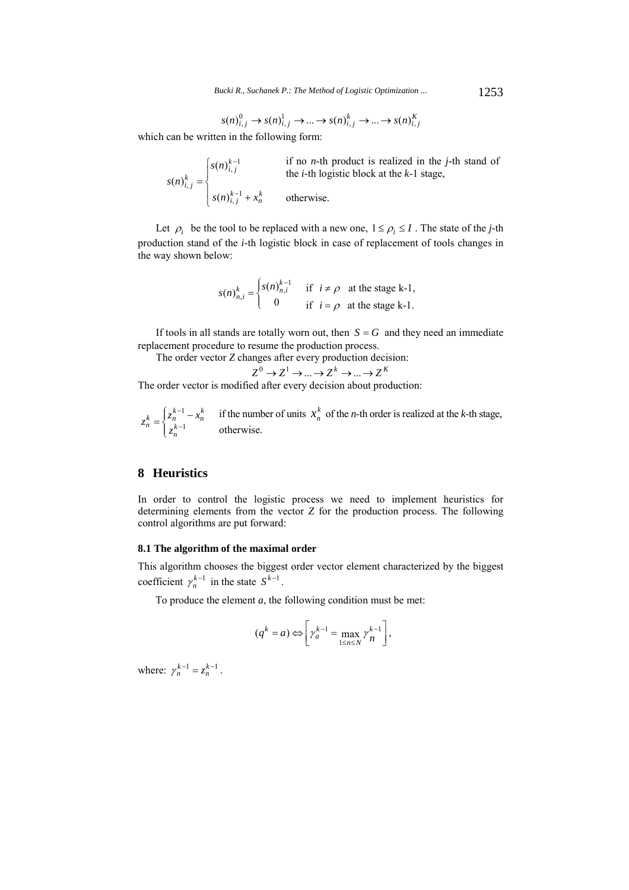$$s(n)^0_{i,j} \to s(n)^1_{i,j} \to \ldots \to s(n)^k_{i,j} \to \ldots \to s(n)^K_{i,j}$$

which can be written in the following form:

$$s(n)^k_{i,j} = \begin{cases} s(n)^{k-1}_{i,j} & \text{if no } n\text{-th product is realized in the } j\text{-th stand of the } i\text{-th logistic block at the } k\text{-1 stage,} \\ s(n)^{k-1}_{i,j} + x^k_n & \text{otherwise.} \end{cases}$$

Let $\rho_i$ be the tool to be replaced with a new one, $1 \le \rho_i \le I$. The state of the *j*-th production stand of the *i*-th logistic block in case of replacement of tools changes in the way shown below:

$$s(n)^k_{n,i} = \begin{cases} s(n)^{k-1}_{n,i} & \text{if } i \ne \rho \text{ at the stage k-1,} \\ 0 & \text{if } i = \rho \text{ at the stage k-1.} \end{cases}$$

If tools in all stands are totally worn out, then $S = G$ and they need an immediate replacement procedure to resume the production process.

The order vector *Z* changes after every production decision:

$$Z^0 \to Z^1 \to \ldots \to Z^k \to \ldots \to Z^K$$

The order vector is modified after every decision about production:

$$z^k_n = \begin{cases} z^{k-1}_n - x^k_n & \text{if the number of units } x^k_n \text{ of the } n\text{-th order is realized at the } k\text{-th stage,} \\ z^{k-1}_n & \text{otherwise.} \end{cases}$$

## 8 Heuristics

In order to control the logistic process we need to implement heuristics for determining elements from the vector *Z* for the production process. The following control algorithms are put forward:

### 8.1 The algorithm of the maximal order

This algorithm chooses the biggest order vector element characterized by the biggest coefficient $\gamma^{k-1}_n$ in the state $S^{k-1}$.

To produce the element *a*, the following condition must be met:

$$(q^k = a) \Leftrightarrow \left[ \gamma^{k-1}_a = \max_{1 \le n \le N} \gamma^{k-1}_n \right],$$

where: $\gamma^{k-1}_n = z^{k-1}_n$.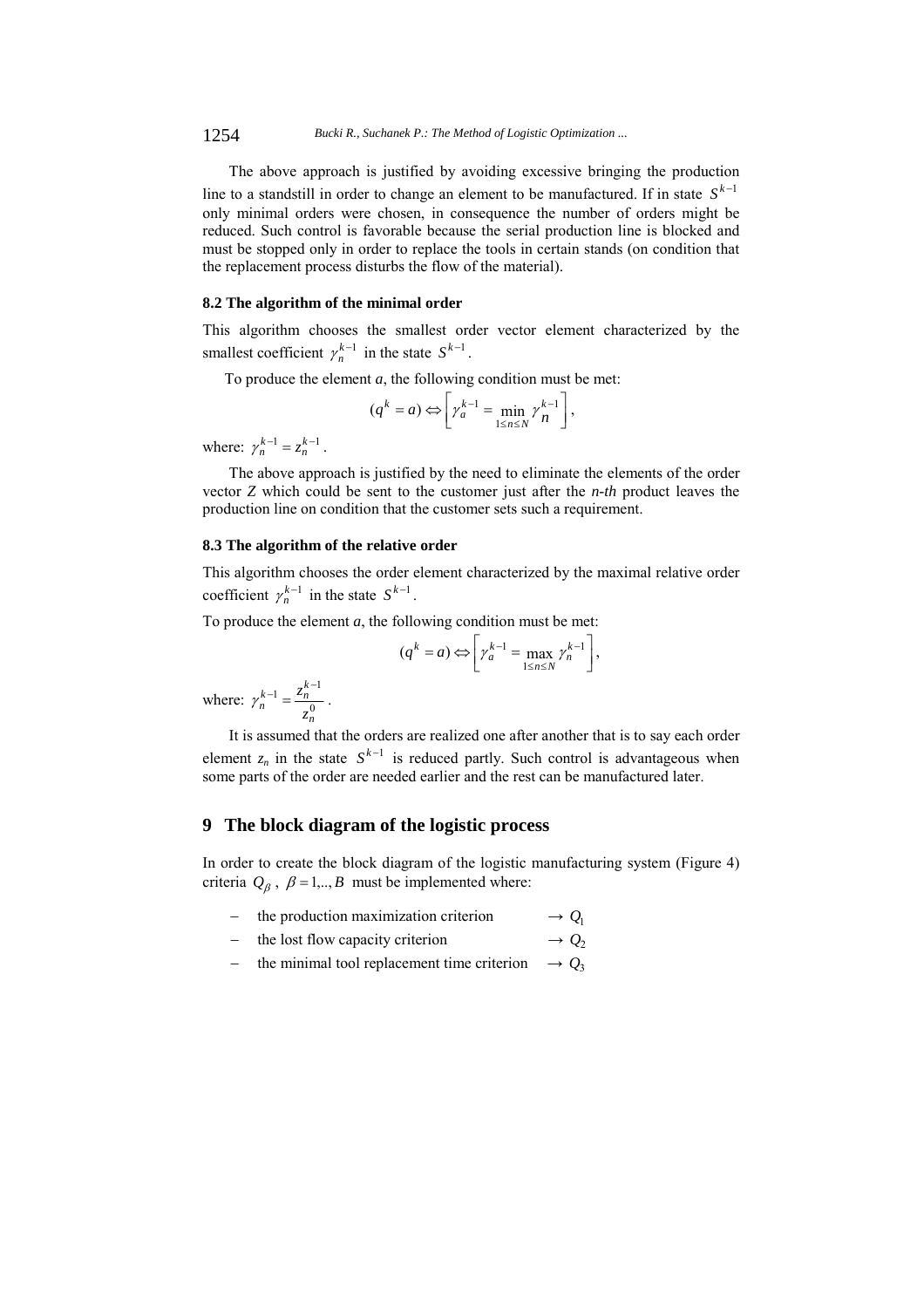The above approach is justified by avoiding excessive bringing the production line to a standstill in order to change an element to be manufactured. If in state $S^{k-1}$ only minimal orders were chosen, in consequence the number of orders might be reduced. Such control is favorable because the serial production line is blocked and must be stopped only in order to replace the tools in certain stands (on condition that the replacement process disturbs the flow of the material).

### 8.2 The algorithm of the minimal order

This algorithm chooses the smallest order vector element characterized by the smallest coefficient $\gamma_n^{k-1}$ in the state $S^{k-1}$.

To produce the element *a*, the following condition must be met:

$$(q^k = a) \Leftrightarrow \left[ \gamma_a^{k-1} = \min_{1 \le n \le N} \gamma_n^{k-1} \right],$$

where: $\gamma_n^{k-1} = z_n^{k-1}$.

The above approach is justified by the need to eliminate the elements of the order vector *Z* which could be sent to the customer just after the *n-th* product leaves the production line on condition that the customer sets such a requirement.

### 8.3 The algorithm of the relative order

This algorithm chooses the order element characterized by the maximal relative order coefficient $\gamma_n^{k-1}$ in the state $S^{k-1}$.

To produce the element *a*, the following condition must be met:

$$(q^k = a) \Leftrightarrow \left[ \gamma_a^{k-1} = \max_{1 \le n \le N} \gamma_n^{k-1} \right],$$

where: $\gamma_n^{k-1} = \dfrac{z_n^{k-1}}{z_n^0}$.

It is assumed that the orders are realized one after another that is to say each order element $z_n$ in the state $S^{k-1}$ is reduced partly. Such control is advantageous when some parts of the order are needed earlier and the rest can be manufactured later.

## 9 The block diagram of the logistic process

In order to create the block diagram of the logistic manufacturing system (Figure 4) criteria $Q_\beta$, $\beta = 1,.., B$ must be implemented where:

- the production maximization criterion $\rightarrow Q_1$
- the lost flow capacity criterion $\rightarrow Q_2$
- the minimal tool replacement time criterion $\rightarrow Q_3$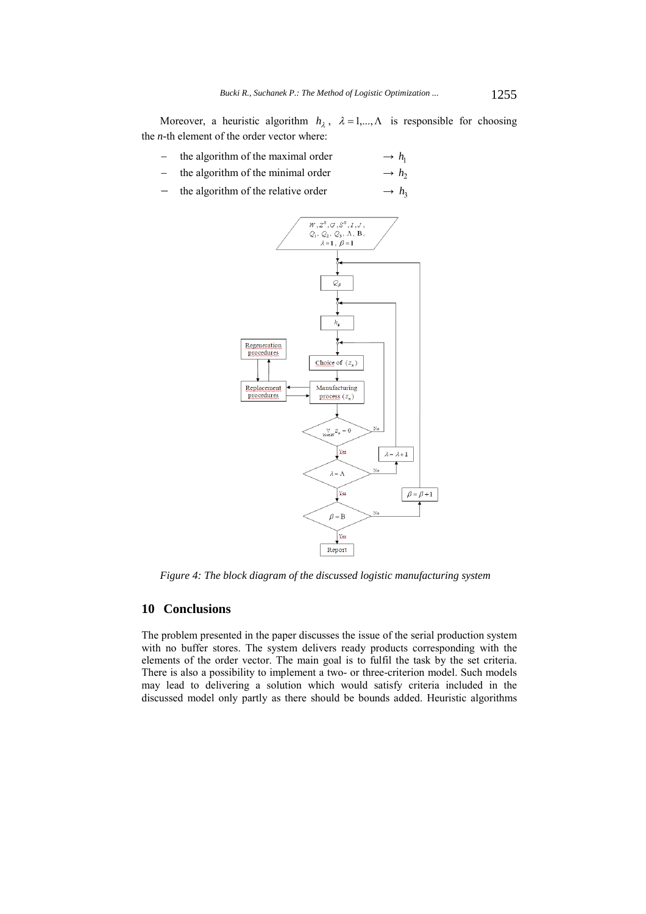Moreover, a heuristic algorithm $h_\lambda$, $\lambda = 1,...,\Lambda$ is responsible for choosing the *n*-th element of the order vector where:

- the algorithm of the maximal order $\rightarrow h_1$
- the algorithm of the minimal order $\rightarrow h_2$
- the algorithm of the relative order $\rightarrow h_3$

*Figure 4: The block diagram of the discussed logistic manufacturing system*

## 10 Conclusions

The problem presented in the paper discusses the issue of the serial production system with no buffer stores. The system delivers ready products corresponding with the elements of the order vector. The main goal is to fulfil the task by the set criteria. There is also a possibility to implement a two- or three-criterion model. Such models may lead to delivering a solution which would satisfy criteria included in the discussed model only partly as there should be bounds added. Heuristic algorithms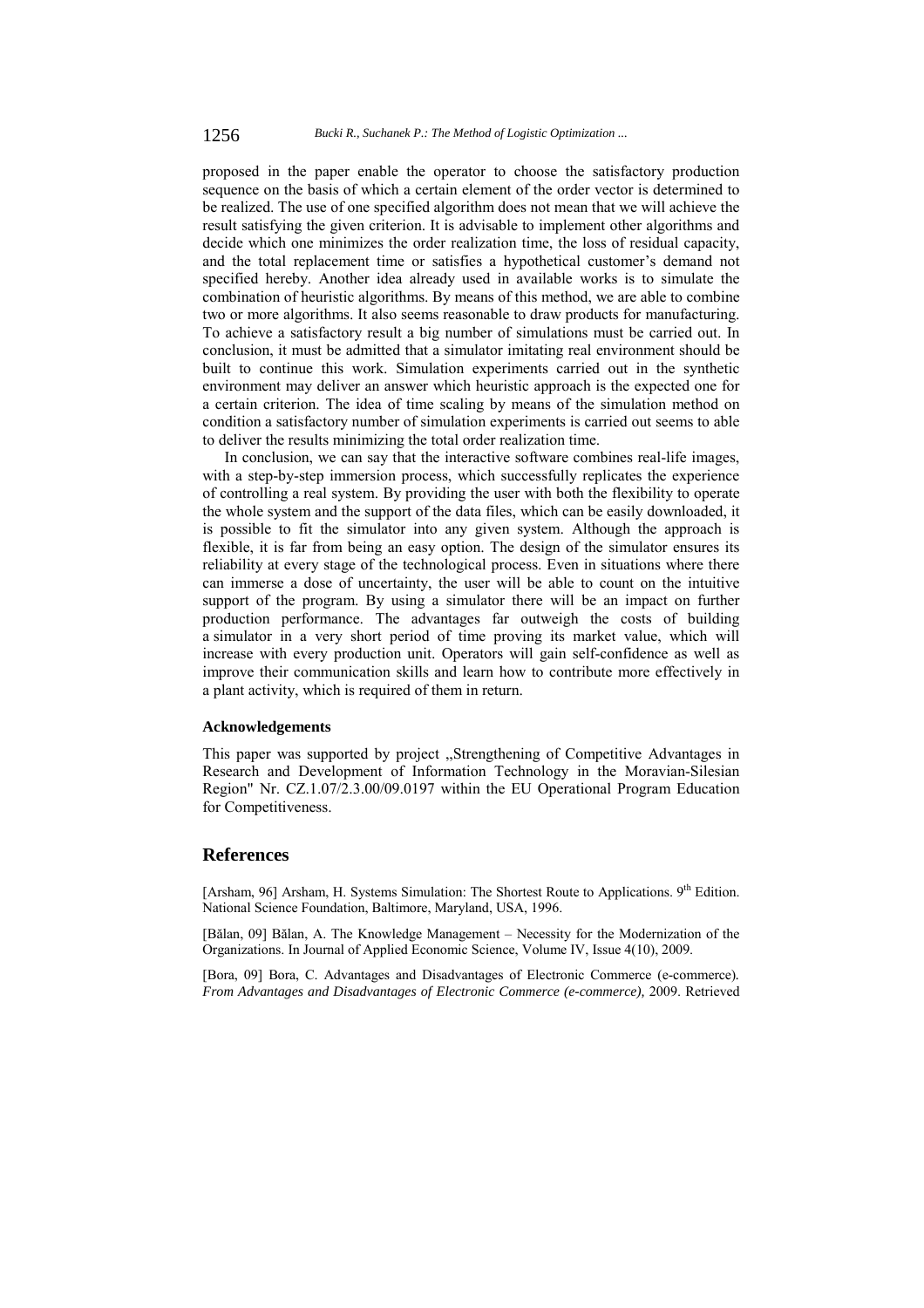proposed in the paper enable the operator to choose the satisfactory production sequence on the basis of which a certain element of the order vector is determined to be realized. The use of one specified algorithm does not mean that we will achieve the result satisfying the given criterion. It is advisable to implement other algorithms and decide which one minimizes the order realization time, the loss of residual capacity, and the total replacement time or satisfies a hypothetical customer's demand not specified hereby. Another idea already used in available works is to simulate the combination of heuristic algorithms. By means of this method, we are able to combine two or more algorithms. It also seems reasonable to draw products for manufacturing. To achieve a satisfactory result a big number of simulations must be carried out. In conclusion, it must be admitted that a simulator imitating real environment should be built to continue this work. Simulation experiments carried out in the synthetic environment may deliver an answer which heuristic approach is the expected one for a certain criterion. The idea of time scaling by means of the simulation method on condition a satisfactory number of simulation experiments is carried out seems to able to deliver the results minimizing the total order realization time.

In conclusion, we can say that the interactive software combines real-life images, with a step-by-step immersion process, which successfully replicates the experience of controlling a real system. By providing the user with both the flexibility to operate the whole system and the support of the data files, which can be easily downloaded, it is possible to fit the simulator into any given system. Although the approach is flexible, it is far from being an easy option. The design of the simulator ensures its reliability at every stage of the technological process. Even in situations where there can immerse a dose of uncertainty, the user will be able to count on the intuitive support of the program. By using a simulator there will be an impact on further production performance. The advantages far outweigh the costs of building a simulator in a very short period of time proving its market value, which will increase with every production unit. Operators will gain self-confidence as well as improve their communication skills and learn how to contribute more effectively in a plant activity, which is required of them in return.

#### Acknowledgements

This paper was supported by project „Strengthening of Competitive Advantages in Research and Development of Information Technology in the Moravian-Silesian Region" Nr. CZ.1.07/2.3.00/09.0197 within the EU Operational Program Education for Competitiveness.

## References

[Arsham, 96] Arsham, H. Systems Simulation: The Shortest Route to Applications. 9th Edition. National Science Foundation, Baltimore, Maryland, USA, 1996.

[Bălan, 09] Bălan, A. The Knowledge Management – Necessity for the Modernization of the Organizations. In Journal of Applied Economic Science, Volume IV, Issue 4(10), 2009.

[Bora, 09] Bora, C. Advantages and Disadvantages of Electronic Commerce (e-commerce). *From Advantages and Disadvantages of Electronic Commerce (e-commerce),* 2009. Retrieved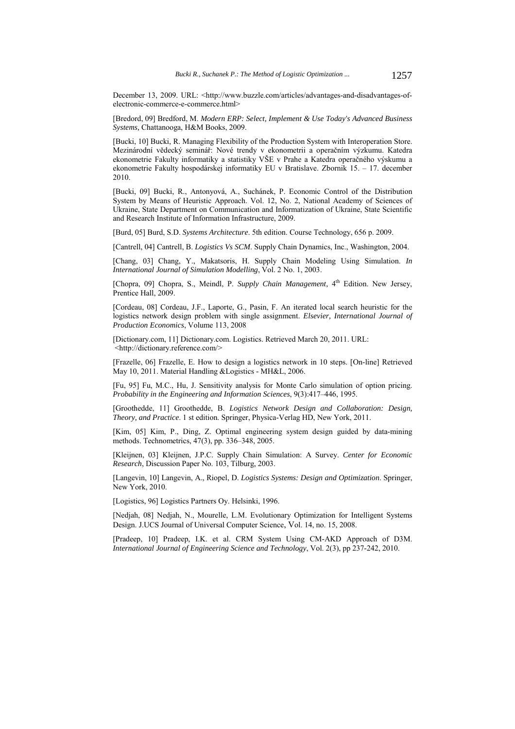December 13, 2009. URL: <http://www.buzzle.com/articles/advantages-and-disadvantages-of-electronic-commerce-e-commerce.html>

[Bredord, 09] Bredford, M. *Modern ERP: Select, Implement & Use Today's Advanced Business Systems,* Chattanooga, H&M Books, 2009.

[Bucki, 10] Bucki, R. Managing Flexibility of the Production System with Interoperation Store. Mezinárodní vědecký seminář: Nové trendy v ekonometrii a operačním výzkumu. Katedra ekonometrie Fakulty informatiky a statistiky VŠE v Prahe a Katedra operačného výskumu a ekonometrie Fakulty hospodárskej informatiky EU v Bratislave. Zbornik 15. – 17. december 2010.

[Bucki, 09] Bucki, R., Antonyová, A., Suchánek, P. Economic Control of the Distribution System by Means of Heuristic Approach. Vol. 12, No. 2, National Academy of Sciences of Ukraine, State Department on Communication and Informatization of Ukraine, State Scientific and Research Institute of Information Infrastructure, 2009.

[Burd, 05] Burd, S.D. *Systems Architecture*. 5th edition. Course Technology, 656 p. 2009.

[Cantrell, 04] Cantrell, B. *Logistics Vs SCM*. Supply Chain Dynamics, Inc., Washington, 2004.

[Chang, 03] Chang, Y., Makatsoris, H. Supply Chain Modeling Using Simulation. *In International Journal of Simulation Modelling*, Vol. 2 No. 1, 2003.

[Chopra, 09] Chopra, S., Meindl, P. *Supply Chain Management,* 4th Edition. New Jersey, Prentice Hall, 2009.

[Cordeau, 08] Cordeau, J.F., Laporte, G., Pasin, F. An iterated local search heuristic for the logistics network design problem with single assignment. *Elsevier, International Journal of Production Economics*, Volume 113, 2008

[Dictionary.com, 11] Dictionary.com. Logistics. Retrieved March 20, 2011. URL: <http://dictionary.reference.com/>

[Frazelle, 06] Frazelle, E. How to design a logistics network in 10 steps. [On-line] Retrieved May 10, 2011. Material Handling &Logistics - MH&L, 2006.

[Fu, 95] Fu, M.C., Hu, J. Sensitivity analysis for Monte Carlo simulation of option pricing. *Probability in the Engineering and Information Sciences*, 9(3):417–446, 1995.

[Groothedde, 11] Groothedde, B. *Logistics Network Design and Collaboration: Design, Theory, and Practice*. 1 st edition. Springer, Physica-Verlag HD, New York, 2011.

[Kim, 05] Kim, P., Ding, Z. Optimal engineering system design guided by data-mining methods. Technometrics, 47(3), pp. 336–348, 2005.

[Kleijnen, 03] Kleijnen, J.P.C. Supply Chain Simulation: A Survey. *Center for Economic Research*, Discussion Paper No. 103, Tilburg, 2003.

[Langevin, 10] Langevin, A., Riopel, D. *Logistics Systems: Design and Optimization*. Springer, New York, 2010.

[Logistics, 96] Logistics Partners Oy. Helsinki, 1996.

[Nedjah, 08] Nedjah, N., Mourelle, L.M. Evolutionary Optimization for Intelligent Systems Design. J.UCS Journal of Universal Computer Science, Vol. 14, no. 15, 2008.

[Pradeep, 10] Pradeep, I.K. et al. CRM System Using CM-AKD Approach of D3M. *International Journal of Engineering Science and Technology*, Vol. 2(3), pp 237-242, 2010.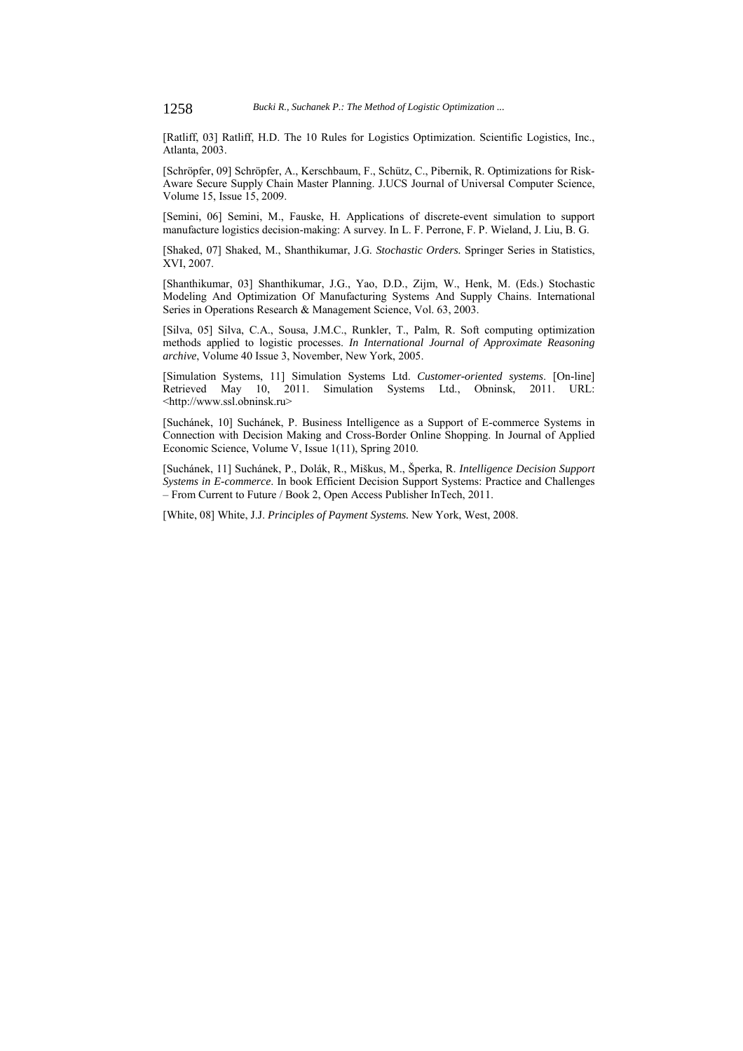[Ratliff, 03] Ratliff, H.D. The 10 Rules for Logistics Optimization. Scientific Logistics, Inc., Atlanta, 2003.

[Schröpfer, 09] Schröpfer, A., Kerschbaum, F., Schütz, C., Pibernik, R. Optimizations for Risk-Aware Secure Supply Chain Master Planning. J.UCS Journal of Universal Computer Science, Volume 15, Issue 15, 2009.

[Semini, 06] Semini, M., Fauske, H. Applications of discrete-event simulation to support manufacture logistics decision-making: A survey. In L. F. Perrone, F. P. Wieland, J. Liu, B. G.

[Shaked, 07] Shaked, M., Shanthikumar, J.G. *Stochastic Orders.* Springer Series in Statistics, XVI, 2007.

[Shanthikumar, 03] Shanthikumar, J.G., Yao, D.D., Zijm, W., Henk, M. (Eds.) Stochastic Modeling And Optimization Of Manufacturing Systems And Supply Chains. International Series in Operations Research & Management Science, Vol. 63, 2003.

[Silva, 05] Silva, C.A., Sousa, J.M.C., Runkler, T., Palm, R. Soft computing optimization methods applied to logistic processes. *In International Journal of Approximate Reasoning archive*, Volume 40 Issue 3, November, New York, 2005.

[Simulation Systems, 11] Simulation Systems Ltd. *Customer-oriented systems*. [On-line] Retrieved May 10, 2011. Simulation Systems Ltd., Obninsk, 2011. URL: <http://www.ssl.obninsk.ru>

[Suchánek, 10] Suchánek, P. Business Intelligence as a Support of E-commerce Systems in Connection with Decision Making and Cross-Border Online Shopping. In Journal of Applied Economic Science, Volume V, Issue 1(11), Spring 2010.

[Suchánek, 11] Suchánek, P., Dolák, R., Miškus, M., Šperka, R. *Intelligence Decision Support Systems in E-commerce*. In book Efficient Decision Support Systems: Practice and Challenges – From Current to Future / Book 2, Open Access Publisher InTech, 2011.

[White, 08] White, J.J. *Principles of Payment Systems.* New York, West, 2008.